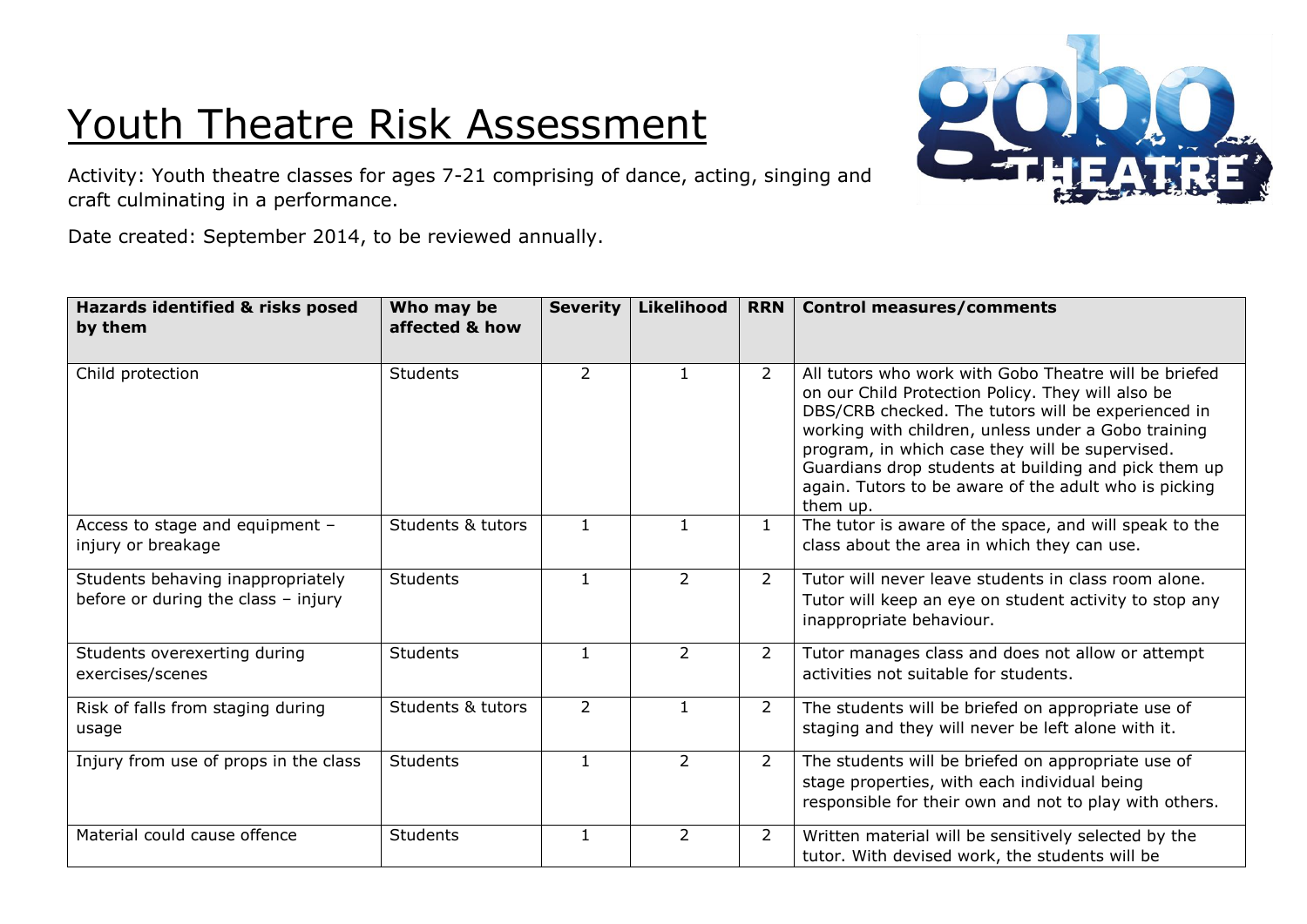# Youth Theatre Risk Assessment

Activity: Youth theatre classes for ages 7-21 comprising of dance, acting, singing and craft culminating in a performance.

Date created: September 2014, to be reviewed annually.

| Hazards identified & risks posed by them | Who may be affected & how | Severity | Likelihood | RRN | Control measures/comments |
|---|---|---|---|---|---|
| Child protection | Students | 2 | 1 | 2 | All tutors who work with Gobo Theatre will be briefed on our Child Protection Policy. They will also be DBS/CRB checked. The tutors will be experienced in working with children, unless under a Gobo training program, in which case they will be supervised. Guardians drop students at building and pick them up again. Tutors to be aware of the adult who is picking them up. |
| Access to stage and equipment – injury or breakage | Students & tutors | 1 | 1 | 1 | The tutor is aware of the space, and will speak to the class about the area in which they can use. |
| Students behaving inappropriately before or during the class – injury | Students | 1 | 2 | 2 | Tutor will never leave students in class room alone. Tutor will keep an eye on student activity to stop any inappropriate behaviour. |
| Students overexerting during exercises/scenes | Students | 1 | 2 | 2 | Tutor manages class and does not allow or attempt activities not suitable for students. |
| Risk of falls from staging during usage | Students & tutors | 2 | 1 | 2 | The students will be briefed on appropriate use of staging and they will never be left alone with it. |
| Injury from use of props in the class | Students | 1 | 2 | 2 | The students will be briefed on appropriate use of stage properties, with each individual being responsible for their own and not to play with others. |
| Material could cause offence | Students | 1 | 2 | 2 | Written material will be sensitively selected by the tutor. With devised work, the students will be |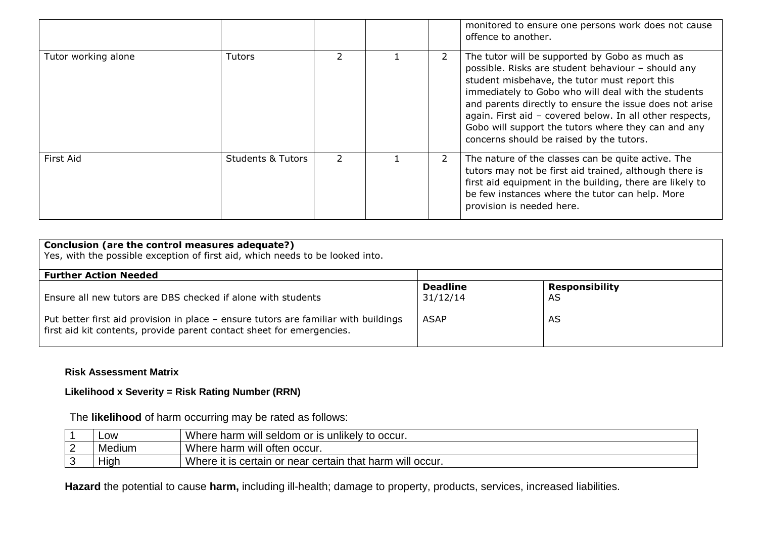| | | | | | |
|---|---|---|---|---|---|
| | | | | | monitored to ensure one persons work does not cause offence to another. |
| Tutor working alone | Tutors | 2 | 1 | 2 | The tutor will be supported by Gobo as much as possible. Risks are student behaviour – should any student misbehave, the tutor must report this immediately to Gobo who will deal with the students and parents directly to ensure the issue does not arise again. First aid – covered below. In all other respects, Gobo will support the tutors where they can and any concerns should be raised by the tutors. |
| First Aid | Students & Tutors | 2 | 1 | 2 | The nature of the classes can be quite active. The tutors may not be first aid trained, although there is first aid equipment in the building, there are likely to be few instances where the tutor can help. More provision is needed here. |

| **Conclusion (are the control measures adequate?)** Yes, with the possible exception of first aid, which needs to be looked into. | | |
|---|---|---|
| **Further Action Needed** | | |
| Ensure all new tutors are DBS checked if alone with students | **Deadline** 31/12/14 | **Responsibility** AS |
| Put better first aid provision in place – ensure tutors are familiar with buildings first aid kit contents, provide parent contact sheet for emergencies. | ASAP | AS |

**Risk Assessment Matrix**

**Likelihood x Severity = Risk Rating Number (RRN)**

The **likelihood** of harm occurring may be rated as follows:

| | | |
|---|---|---|
| 1 | Low | Where harm will seldom or is unlikely to occur. |
| 2 | Medium | Where harm will often occur. |
| 3 | High | Where it is certain or near certain that harm will occur. |

**Hazard** the potential to cause **harm,** including ill-health; damage to property, products, services, increased liabilities.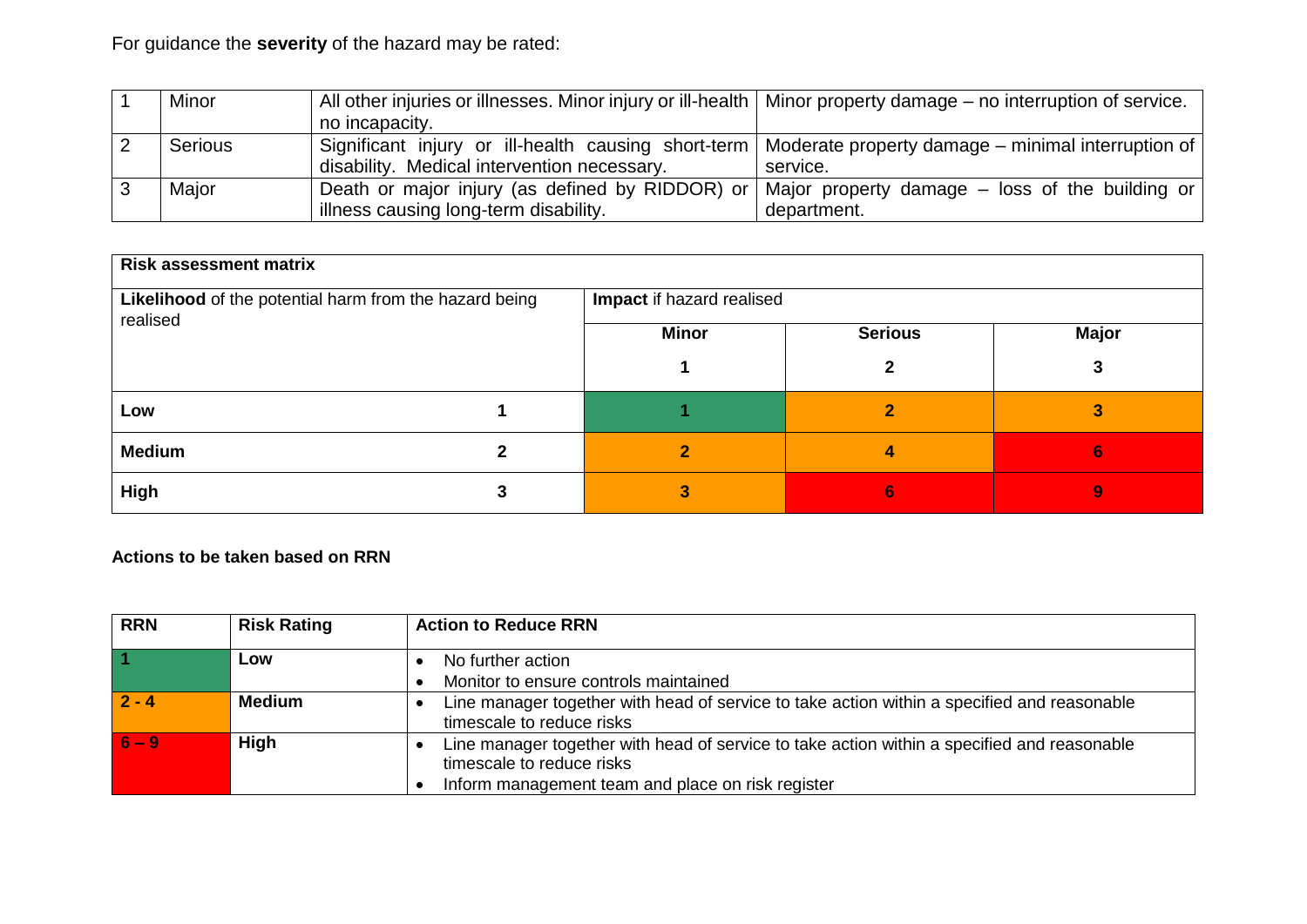For guidance the **severity** of the hazard may be rated:

| | | | |
|---|---|---|---|
| 1 | Minor | All other injuries or illnesses. Minor injury or ill-health no incapacity. | Minor property damage – no interruption of service. |
| 2 | Serious | Significant injury or ill-health causing short-term disability. Medical intervention necessary. | Moderate property damage – minimal interruption of service. |
| 3 | Major | Death or major injury (as defined by RIDDOR) or illness causing long-term disability. | Major property damage – loss of the building or department. |

| **Risk assessment matrix** | | | | |
|---|---|---|---|---|
| **Likelihood** of the potential harm from the hazard being realised | | **Impact** if hazard realised | | |
| | | **Minor** 1 | **Serious** 2 | **Major** 3 |
| **Low** | **1** | **1** | **2** | **3** |
| **Medium** | **2** | **2** | **4** | **6** |
| **High** | **3** | **3** | **6** | **9** |

**Actions to be taken based on RRN**

| RRN | Risk Rating | Action to Reduce RRN |
|---|---|---|
| **1** | **Low** | • No further action<br>• Monitor to ensure controls maintained |
| **2 - 4** | **Medium** | • Line manager together with head of service to take action within a specified and reasonable timescale to reduce risks |
| **6 – 9** | **High** | • Line manager together with head of service to take action within a specified and reasonable timescale to reduce risks<br>• Inform management team and place on risk register |